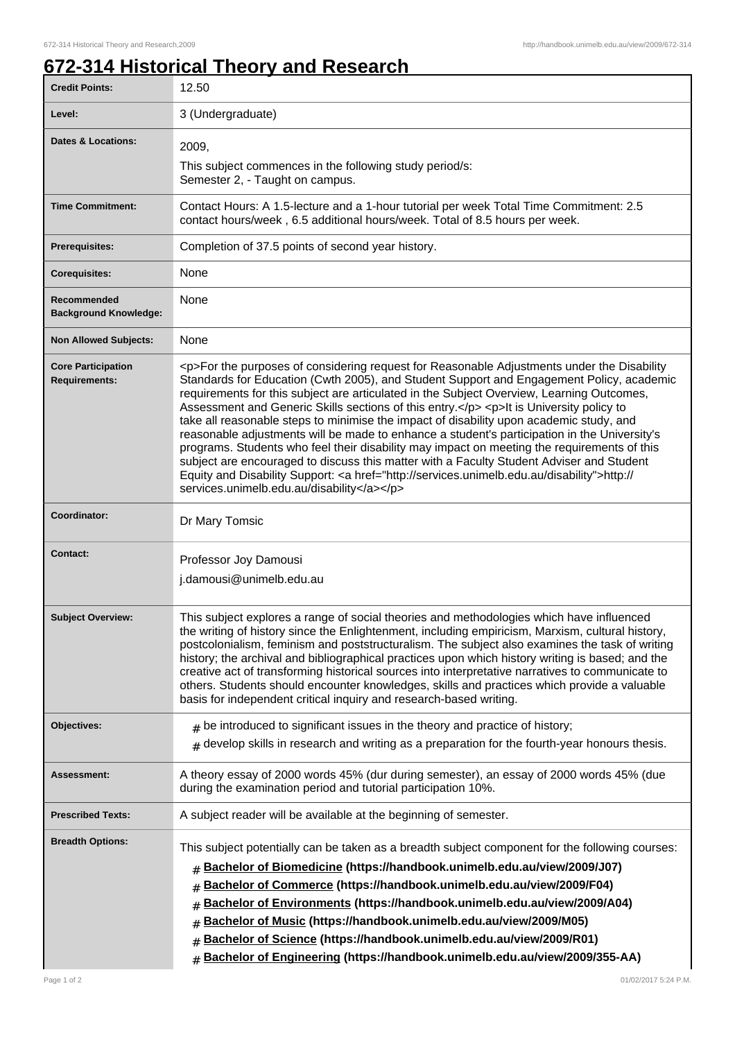# 672-314 Historical Theory and Research

| | |
|---|---|
| **Credit Points:** | 12.50 |
| **Level:** | 3 (Undergraduate) |
| **Dates & Locations:** | 2009,<br>This subject commences in the following study period/s:<br>Semester 2, - Taught on campus. |
| **Time Commitment:** | Contact Hours: A 1.5-lecture and a 1-hour tutorial per week Total Time Commitment: 2.5 contact hours/week , 6.5 additional hours/week. Total of 8.5 hours per week. |
| **Prerequisites:** | Completion of 37.5 points of second year history. |
| **Corequisites:** | None |
| **Recommended Background Knowledge:** | None |
| **Non Allowed Subjects:** | None |
| **Core Participation Requirements:** | <p>For the purposes of considering request for Reasonable Adjustments under the Disability Standards for Education (Cwth 2005), and Student Support and Engagement Policy, academic requirements for this subject are articulated in the Subject Overview, Learning Outcomes, Assessment and Generic Skills sections of this entry.</p> <p>It is University policy to take all reasonable steps to minimise the impact of disability upon academic study, and reasonable adjustments will be made to enhance a student's participation in the University's programs. Students who feel their disability may impact on meeting the requirements of this subject are encouraged to discuss this matter with a Faculty Student Adviser and Student Equity and Disability Support: <a href="http://services.unimelb.edu.au/disability">http://services.unimelb.edu.au/disability</a></p> |
| **Coordinator:** | Dr Mary Tomsic |
| **Contact:** | Professor Joy Damousi<br>j.damousi@unimelb.edu.au |
| **Subject Overview:** | This subject explores a range of social theories and methodologies which have influenced the writing of history since the Enlightenment, including empiricism, Marxism, cultural history, postcolonialism, feminism and poststructuralism. The subject also examines the task of writing history; the archival and bibliographical practices upon which history writing is based; and the creative act of transforming historical sources into interpretative narratives to communicate to others. Students should encounter knowledges, skills and practices which provide a valuable basis for independent critical inquiry and research-based writing. |
| **Objectives:** | # be introduced to significant issues in the theory and practice of history;<br># develop skills in research and writing as a preparation for the fourth-year honours thesis. |
| **Assessment:** | A theory essay of 2000 words 45% (dur during semester), an essay of 2000 words 45% (due during the examination period and tutorial participation 10%. |
| **Prescribed Texts:** | A subject reader will be available at the beginning of semester. |
| **Breadth Options:** | This subject potentially can be taken as a breadth subject component for the following courses:<br># **Bachelor of Biomedicine (https://handbook.unimelb.edu.au/view/2009/J07)**<br># **Bachelor of Commerce (https://handbook.unimelb.edu.au/view/2009/F04)**<br># **Bachelor of Environments (https://handbook.unimelb.edu.au/view/2009/A04)**<br># **Bachelor of Music (https://handbook.unimelb.edu.au/view/2009/M05)**<br># **Bachelor of Science (https://handbook.unimelb.edu.au/view/2009/R01)**<br># **Bachelor of Engineering (https://handbook.unimelb.edu.au/view/2009/355-AA)** |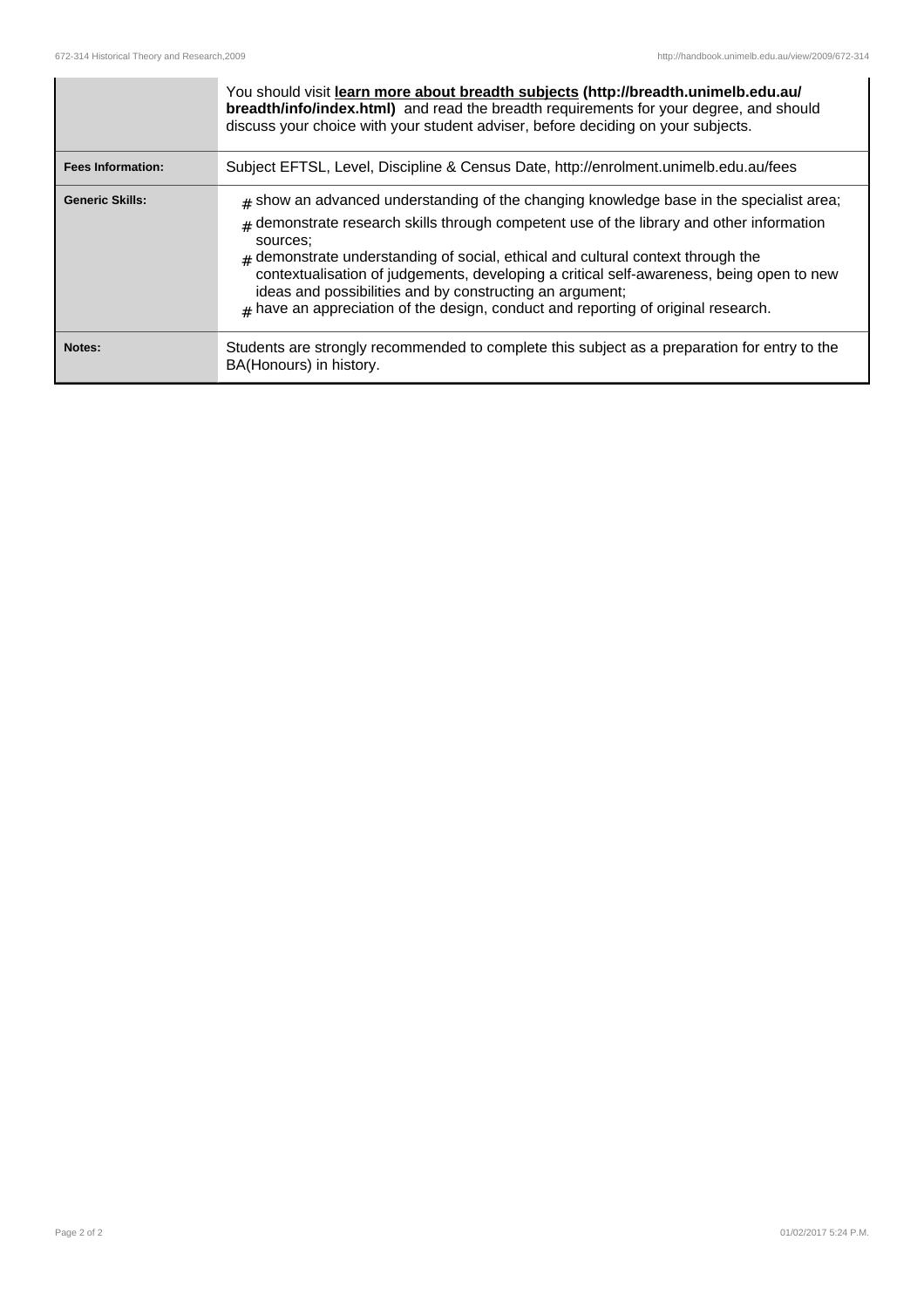| | |
|---|---|
| | You should visit **learn more about breadth subjects (http://breadth.unimelb.edu.au/breadth/info/index.html)** and read the breadth requirements for your degree, and should discuss your choice with your student adviser, before deciding on your subjects. |
| **Fees Information:** | Subject EFTSL, Level, Discipline & Census Date, http://enrolment.unimelb.edu.au/fees |
| **Generic Skills:** | # show an advanced understanding of the changing knowledge base in the specialist area; # demonstrate research skills through competent use of the library and other information sources; # demonstrate understanding of social, ethical and cultural context through the contextualisation of judgements, developing a critical self-awareness, being open to new ideas and possibilities and by constructing an argument; # have an appreciation of the design, conduct and reporting of original research. |
| **Notes:** | Students are strongly recommended to complete this subject as a preparation for entry to the BA(Honours) in history. |